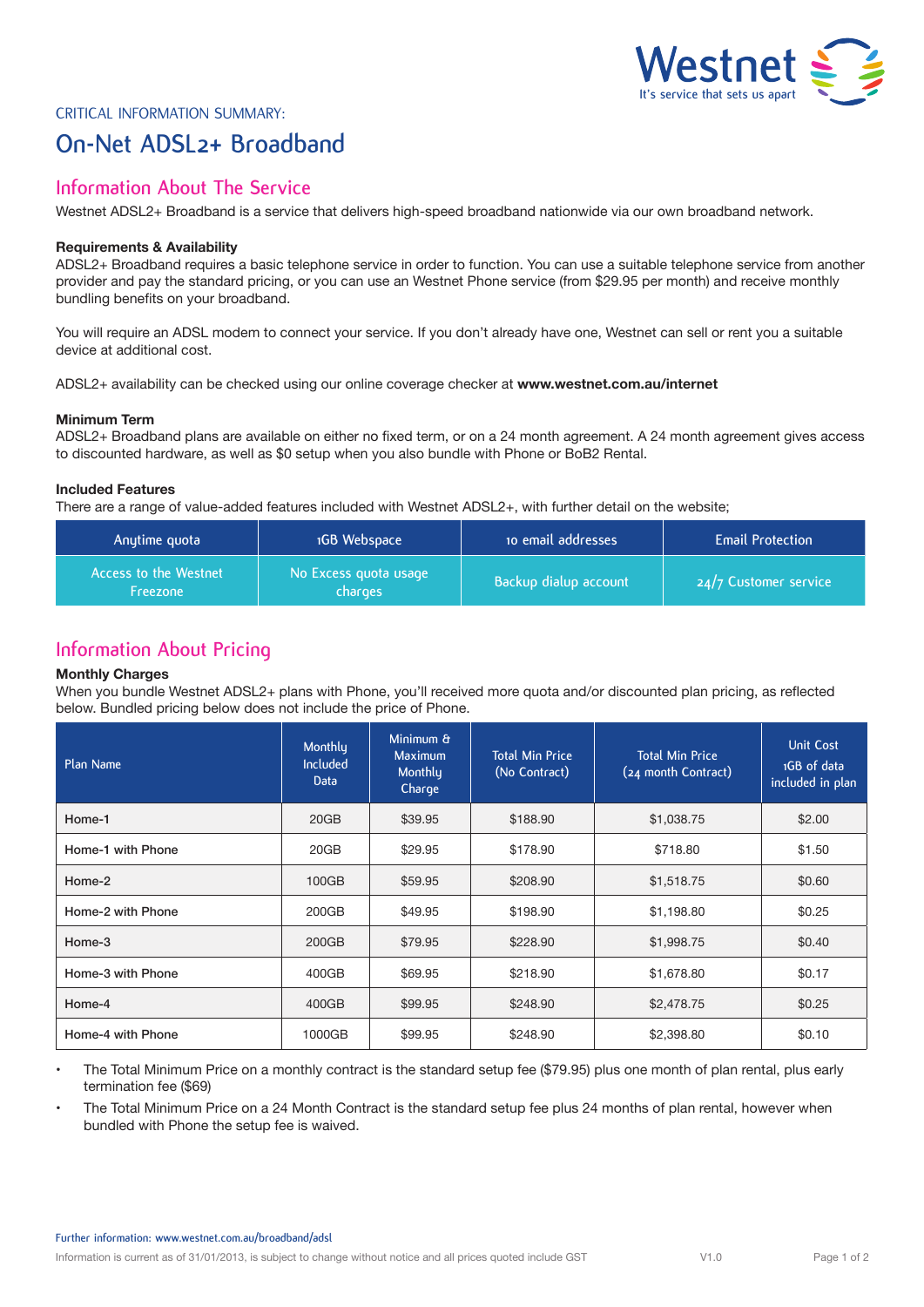Westnet
It's service that sets us apart

CRITICAL INFORMATION SUMMARY:

# On-Net ADSL2+ Broadband

## Information About The Service

Westnet ADSL2+ Broadband is a service that delivers high-speed broadband nationwide via our own broadband network.

**Requirements & Availability**

ADSL2+ Broadband requires a basic telephone service in order to function. You can use a suitable telephone service from another provider and pay the standard pricing, or you can use an Westnet Phone service (from $29.95 per month) and receive monthly bundling benefits on your broadband.

You will require an ADSL modem to connect your service. If you don't already have one, Westnet can sell or rent you a suitable device at additional cost.

ADSL2+ availability can be checked using our online coverage checker at **www.westnet.com.au/internet**

**Minimum Term**

ADSL2+ Broadband plans are available on either no fixed term, or on a 24 month agreement. A 24 month agreement gives access to discounted hardware, as well as $0 setup when you also bundle with Phone or BoB2 Rental.

**Included Features**

There are a range of value-added features included with Westnet ADSL2+, with further detail on the website;

| | | | |
|---|---|---|---|
| Anytime quota | 1GB Webspace | 10 email addresses | Email Protection |
| Access to the Westnet Freezone | No Excess quota usage charges | Backup dialup account | 24/7 Customer service |

## Information About Pricing

**Monthly Charges**

When you bundle Westnet ADSL2+ plans with Phone, you'll received more quota and/or discounted plan pricing, as reflected below. Bundled pricing below does not include the price of Phone.

| Plan Name | Monthly Included Data | Minimum & Maximum Monthly Charge | Total Min Price (No Contract) | Total Min Price (24 month Contract) | Unit Cost 1GB of data included in plan |
|---|---|---|---|---|---|
| Home-1 | 20GB | $39.95 | $188.90 | $1,038.75 | $2.00 |
| Home-1 with Phone | 20GB | $29.95 | $178.90 | $718.80 | $1.50 |
| Home-2 | 100GB | $59.95 | $208.90 | $1,518.75 | $0.60 |
| Home-2 with Phone | 200GB | $49.95 | $198.90 | $1,198.80 | $0.25 |
| Home-3 | 200GB | $79.95 | $228.90 | $1,998.75 | $0.40 |
| Home-3 with Phone | 400GB | $69.95 | $218.90 | $1,678.80 | $0.17 |
| Home-4 | 400GB | $99.95 | $248.90 | $2,478.75 | $0.25 |
| Home-4 with Phone | 1000GB | $99.95 | $248.90 | $2,398.80 | $0.10 |

- The Total Minimum Price on a monthly contract is the standard setup fee ($79.95) plus one month of plan rental, plus early termination fee ($69)
- The Total Minimum Price on a 24 Month Contract is the standard setup fee plus 24 months of plan rental, however when bundled with Phone the setup fee is waived.

Further information: www.westnet.com.au/broadband/adsl

Information is current as of 31/01/2013, is subject to change without notice and all prices quoted include GST V1.0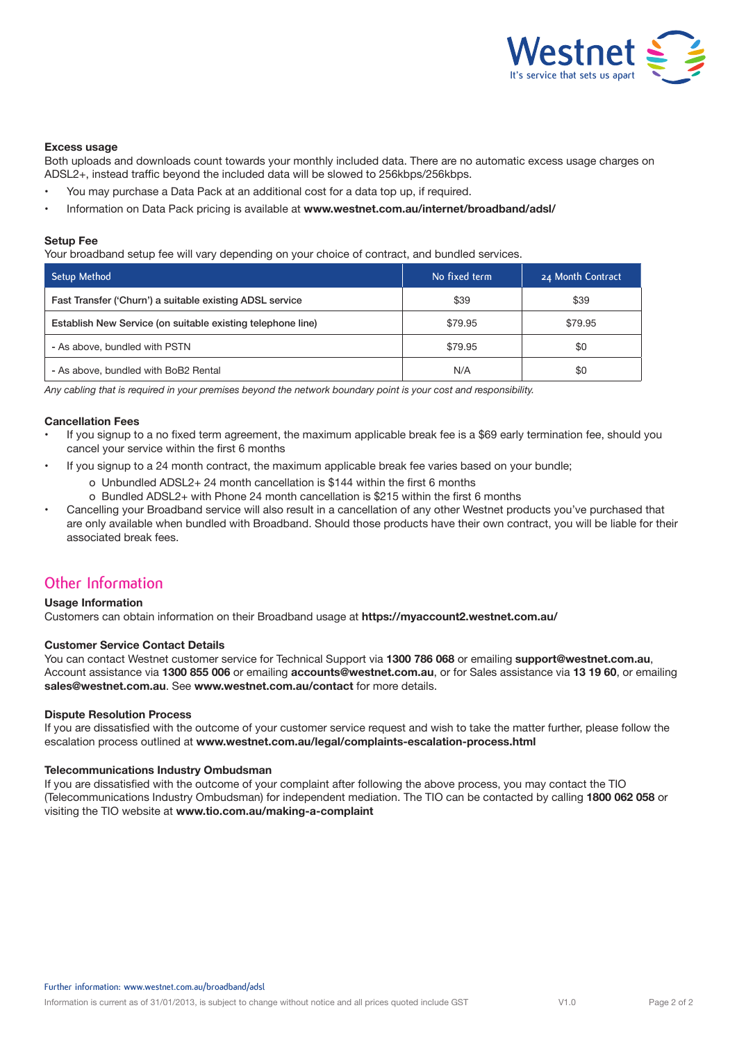### Excess usage

Both uploads and downloads count towards your monthly included data. There are no automatic excess usage charges on ADSL2+, instead traffic beyond the included data will be slowed to 256kbps/256kbps.

- You may purchase a Data Pack at an additional cost for a data top up, if required.
- Information on Data Pack pricing is available at **www.westnet.com.au/internet/broadband/adsl/**

### Setup Fee

Your broadband setup fee will vary depending on your choice of contract, and bundled services.

| Setup Method | No fixed term | 24 Month Contract |
|---|---|---|
| Fast Transfer ('Churn') a suitable existing ADSL service | $39 | $39 |
| Establish New Service (on suitable existing telephone line) | $79.95 | $79.95 |
| - As above, bundled with PSTN | $79.95 | $0 |
| - As above, bundled with BoB2 Rental | N/A | $0 |

*Any cabling that is required in your premises beyond the network boundary point is your cost and responsibility.*

### Cancellation Fees

- If you signup to a no fixed term agreement, the maximum applicable break fee is a $69 early termination fee, should you cancel your service within the first 6 months
- If you signup to a 24 month contract, the maximum applicable break fee varies based on your bundle;
  - Unbundled ADSL2+ 24 month cancellation is $144 within the first 6 months
  - Bundled ADSL2+ with Phone 24 month cancellation is $215 within the first 6 months
- Cancelling your Broadband service will also result in a cancellation of any other Westnet products you've purchased that are only available when bundled with Broadband. Should those products have their own contract, you will be liable for their associated break fees.

## Other Information

### Usage Information

Customers can obtain information on their Broadband usage at **https://myaccount2.westnet.com.au/**

### Customer Service Contact Details

You can contact Westnet customer service for Technical Support via **1300 786 068** or emailing **support@westnet.com.au**, Account assistance via **1300 855 006** or emailing **accounts@westnet.com.au**, or for Sales assistance via **13 19 60**, or emailing **sales@westnet.com.au**. See **www.westnet.com.au/contact** for more details.

### Dispute Resolution Process

If you are dissatisfied with the outcome of your customer service request and wish to take the matter further, please follow the escalation process outlined at **www.westnet.com.au/legal/complaints-escalation-process.html**

### Telecommunications Industry Ombudsman

If you are dissatisfied with the outcome of your complaint after following the above process, you may contact the TIO (Telecommunications Industry Ombudsman) for independent mediation. The TIO can be contacted by calling **1800 062 058** or visiting the TIO website at **www.tio.com.au/making-a-complaint**

Further information: www.westnet.com.au/broadband/adsl

Information is current as of 31/01/2013, is subject to change without notice and all prices quoted include GST V1.0